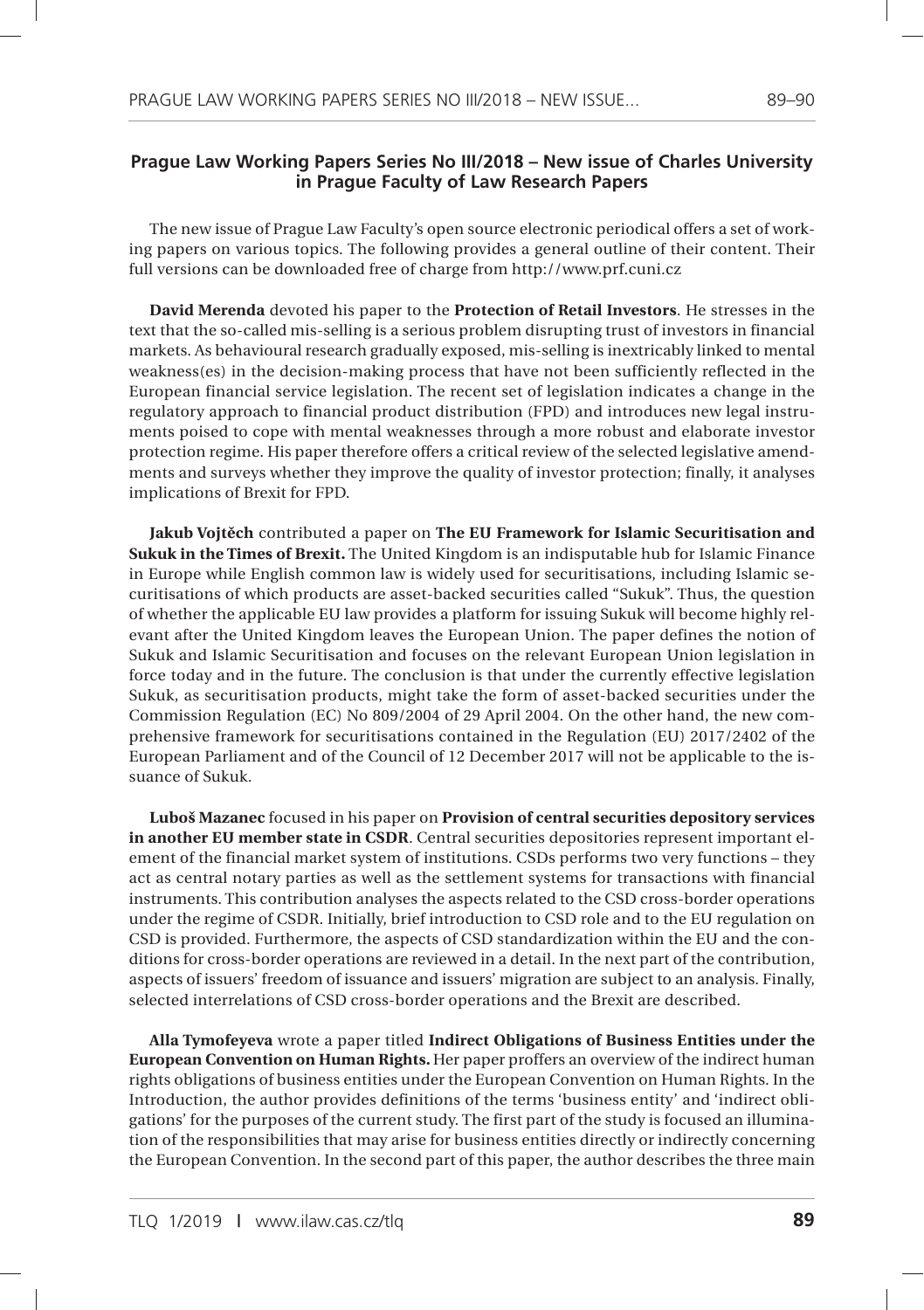## Prague Law Working Papers Series No III/2018 – New issue of Charles University in Prague Faculty of Law Research Papers

The new issue of Prague Law Faculty's open source electronic periodical offers a set of working papers on various topics. The following provides a general outline of their content. Their full versions can be downloaded free of charge from http://www.prf.cuni.cz

**David Merenda** devoted his paper to the **Protection of Retail Investors**. He stresses in the text that the so-called mis-selling is a serious problem disrupting trust of investors in financial markets. As behavioural research gradually exposed, mis-selling is inextricably linked to mental weakness(es) in the decision-making process that have not been sufficiently reflected in the European financial service legislation. The recent set of legislation indicates a change in the regulatory approach to financial product distribution (FPD) and introduces new legal instruments poised to cope with mental weaknesses through a more robust and elaborate investor protection regime. His paper therefore offers a critical review of the selected legislative amendments and surveys whether they improve the quality of investor protection; finally, it analyses implications of Brexit for FPD.

**Jakub Vojtěch** contributed a paper on **The EU Framework for Islamic Securitisation and Sukuk in the Times of Brexit.** The United Kingdom is an indisputable hub for Islamic Finance in Europe while English common law is widely used for securitisations, including Islamic securitisations of which products are asset-backed securities called "Sukuk". Thus, the question of whether the applicable EU law provides a platform for issuing Sukuk will become highly relevant after the United Kingdom leaves the European Union. The paper defines the notion of Sukuk and Islamic Securitisation and focuses on the relevant European Union legislation in force today and in the future. The conclusion is that under the currently effective legislation Sukuk, as securitisation products, might take the form of asset-backed securities under the Commission Regulation (EC) No 809/2004 of 29 April 2004. On the other hand, the new comprehensive framework for securitisations contained in the Regulation (EU) 2017/2402 of the European Parliament and of the Council of 12 December 2017 will not be applicable to the issuance of Sukuk.

**Luboš Mazanec** focused in his paper on **Provision of central securities depository services in another EU member state in CSDR**. Central securities depositories represent important element of the financial market system of institutions. CSDs performs two very functions – they act as central notary parties as well as the settlement systems for transactions with financial instruments. This contribution analyses the aspects related to the CSD cross-border operations under the regime of CSDR. Initially, brief introduction to CSD role and to the EU regulation on CSD is provided. Furthermore, the aspects of CSD standardization within the EU and the conditions for cross-border operations are reviewed in a detail. In the next part of the contribution, aspects of issuers' freedom of issuance and issuers' migration are subject to an analysis. Finally, selected interrelations of CSD cross-border operations and the Brexit are described.

**Alla Tymofeyeva** wrote a paper titled **Indirect Obligations of Business Entities under the European Convention on Human Rights.** Her paper proffers an overview of the indirect human rights obligations of business entities under the European Convention on Human Rights. In the Introduction, the author provides definitions of the terms 'business entity' and 'indirect obligations' for the purposes of the current study. The first part of the study is focused an illumination of the responsibilities that may arise for business entities directly or indirectly concerning the European Convention. In the second part of this paper, the author describes the three main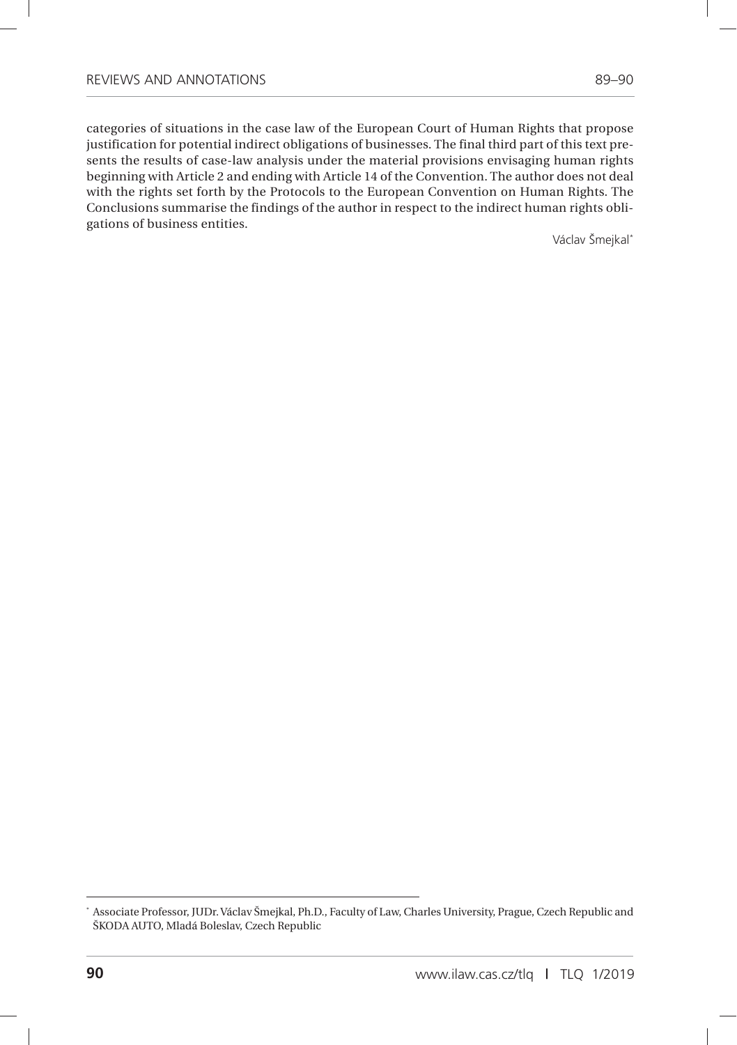categories of situations in the case law of the European Court of Human Rights that propose justification for potential indirect obligations of businesses. The final third part of this text presents the results of case-law analysis under the material provisions envisaging human rights beginning with Article 2 and ending with Article 14 of the Convention. The author does not deal with the rights set forth by the Protocols to the European Convention on Human Rights. The Conclusions summarise the findings of the author in respect to the indirect human rights obligations of business entities.

Václav Šmejkal[*]

---

[*] Associate Professor, JUDr. Václav Šmejkal, Ph.D., Faculty of Law, Charles University, Prague, Czech Republic and ŠKODA AUTO, Mladá Boleslav, Czech Republic